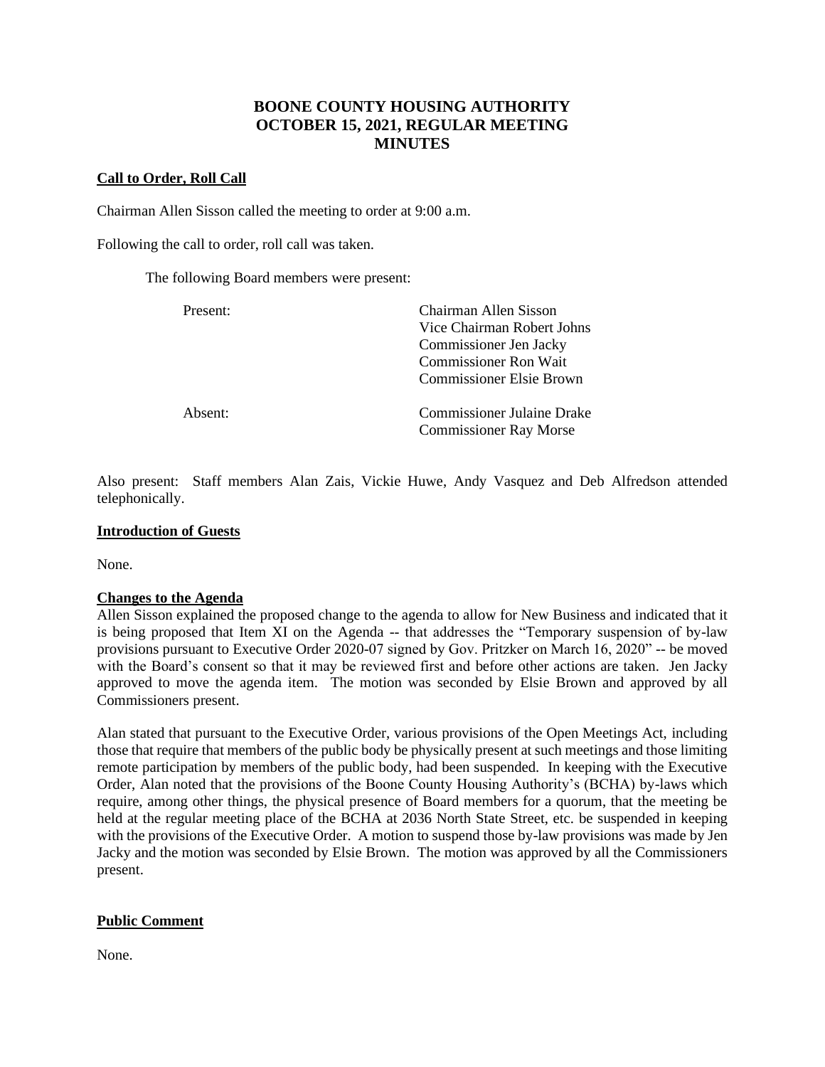# BOONE COUNTY HOUSING AUTHORITY
# OCTOBER 15, 2021, REGULAR MEETING
# MINUTES

**Call to Order, Roll Call**

Chairman Allen Sisson called the meeting to order at 9:00 a.m.

Following the call to order, roll call was taken.

The following Board members were present:

| | |
|---|---|
| Present: | Chairman Allen Sisson<br>Vice Chairman Robert Johns<br>Commissioner Jen Jacky<br>Commissioner Ron Wait<br>Commissioner Elsie Brown |
| Absent: | Commissioner Julaine Drake<br>Commissioner Ray Morse |

Also present: Staff members Alan Zais, Vickie Huwe, Andy Vasquez and Deb Alfredson attended telephonically.

**Introduction of Guests**

None.

**Changes to the Agenda**

Allen Sisson explained the proposed change to the agenda to allow for New Business and indicated that it is being proposed that Item XI on the Agenda -- that addresses the "Temporary suspension of by-law provisions pursuant to Executive Order 2020-07 signed by Gov. Pritzker on March 16, 2020" -- be moved with the Board's consent so that it may be reviewed first and before other actions are taken. Jen Jacky approved to move the agenda item. The motion was seconded by Elsie Brown and approved by all Commissioners present.

Alan stated that pursuant to the Executive Order, various provisions of the Open Meetings Act, including those that require that members of the public body be physically present at such meetings and those limiting remote participation by members of the public body, had been suspended. In keeping with the Executive Order, Alan noted that the provisions of the Boone County Housing Authority's (BCHA) by-laws which require, among other things, the physical presence of Board members for a quorum, that the meeting be held at the regular meeting place of the BCHA at 2036 North State Street, etc. be suspended in keeping with the provisions of the Executive Order. A motion to suspend those by-law provisions was made by Jen Jacky and the motion was seconded by Elsie Brown. The motion was approved by all the Commissioners present.

**Public Comment**

None.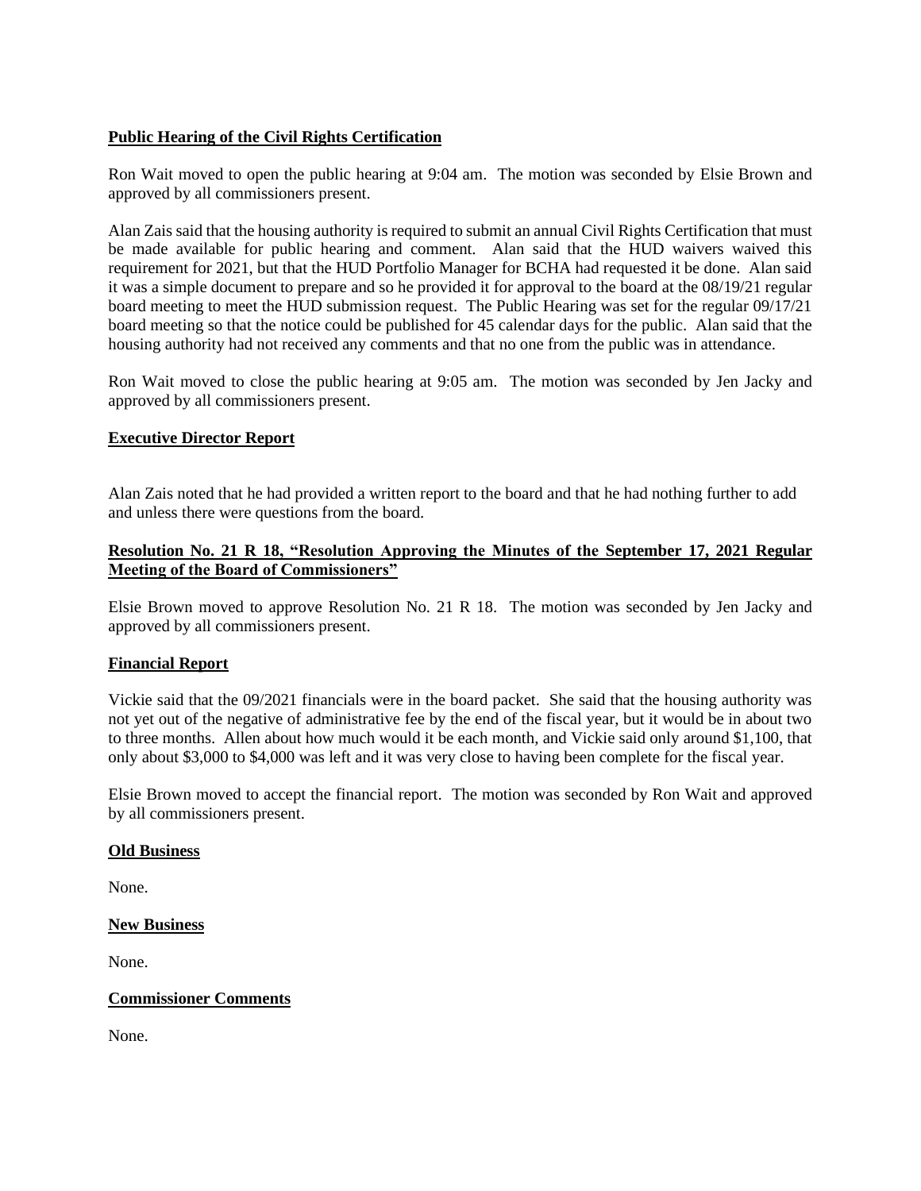**Public Hearing of the Civil Rights Certification**

Ron Wait moved to open the public hearing at 9:04 am. The motion was seconded by Elsie Brown and approved by all commissioners present.

Alan Zais said that the housing authority is required to submit an annual Civil Rights Certification that must be made available for public hearing and comment. Alan said that the HUD waivers waived this requirement for 2021, but that the HUD Portfolio Manager for BCHA had requested it be done. Alan said it was a simple document to prepare and so he provided it for approval to the board at the 08/19/21 regular board meeting to meet the HUD submission request. The Public Hearing was set for the regular 09/17/21 board meeting so that the notice could be published for 45 calendar days for the public. Alan said that the housing authority had not received any comments and that no one from the public was in attendance.

Ron Wait moved to close the public hearing at 9:05 am. The motion was seconded by Jen Jacky and approved by all commissioners present.

**Executive Director Report**

Alan Zais noted that he had provided a written report to the board and that he had nothing further to add and unless there were questions from the board.

**Resolution No. 21 R 18, "Resolution Approving the Minutes of the September 17, 2021 Regular Meeting of the Board of Commissioners"**

Elsie Brown moved to approve Resolution No. 21 R 18. The motion was seconded by Jen Jacky and approved by all commissioners present.

**Financial Report**

Vickie said that the 09/2021 financials were in the board packet. She said that the housing authority was not yet out of the negative of administrative fee by the end of the fiscal year, but it would be in about two to three months. Allen about how much would it be each month, and Vickie said only around $1,100, that only about $3,000 to $4,000 was left and it was very close to having been complete for the fiscal year.

Elsie Brown moved to accept the financial report. The motion was seconded by Ron Wait and approved by all commissioners present.

**Old Business**

None.

**New Business**

None.

**Commissioner Comments**

None.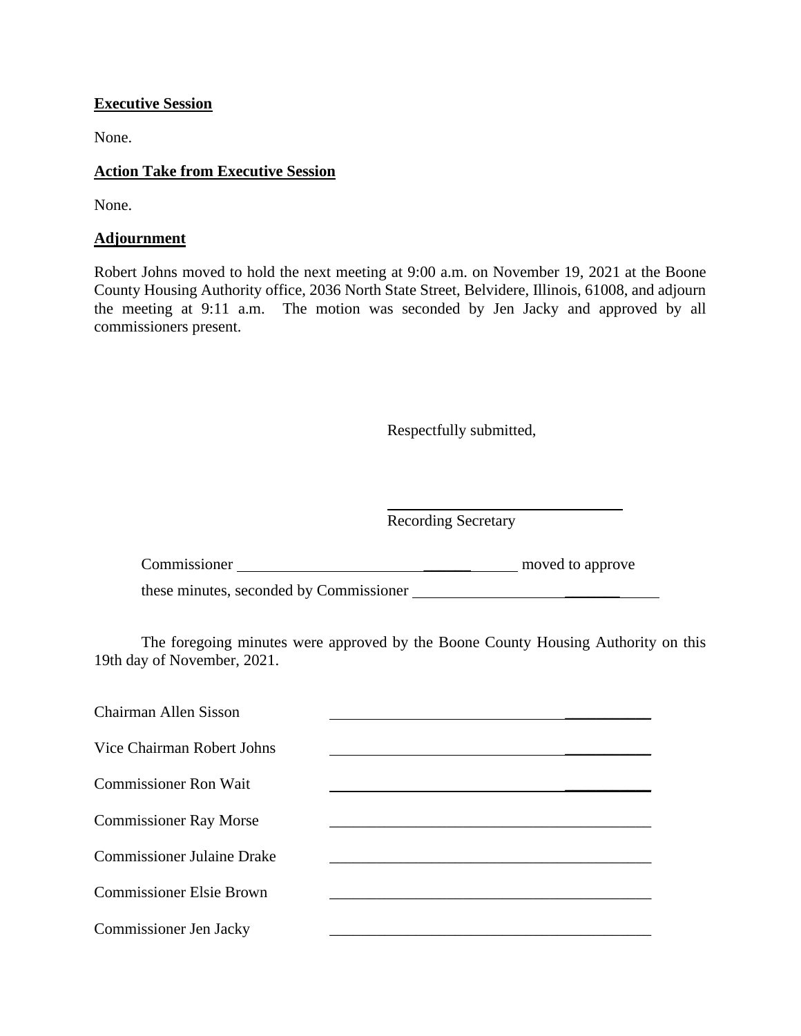**Executive Session**

None.

**Action Take from Executive Session**

None.

**Adjournment**

Robert Johns moved to hold the next meeting at 9:00 a.m. on November 19, 2021 at the Boone County Housing Authority office, 2036 North State Street, Belvidere, Illinois, 61008, and adjourn the meeting at 9:11 a.m. The motion was seconded by Jen Jacky and approved by all commissioners present.

Respectfully submitted,

\_\_\_\_\_\_\_\_\_\_\_\_\_\_\_\_\_\_\_\_\_\_\_\_\_\_\_\_\_\_
Recording Secretary

Commissioner \_\_\_\_\_\_\_\_\_\_\_\_\_\_\_\_\_\_\_\_\_\_\_\_\_\_\_\_\_\_\_\_ moved to approve these minutes, seconded by Commissioner \_\_\_\_\_\_\_\_\_\_\_\_\_\_\_\_\_\_\_\_\_\_\_\_\_\_\_\_

The foregoing minutes were approved by the Boone County Housing Authority on this 19th day of November, 2021.

Chairman Allen Sisson \_\_\_\_\_\_\_\_\_\_\_\_\_\_\_\_\_\_\_\_\_\_\_\_\_\_\_\_\_\_\_\_\_\_\_\_\_\_\_\_

Vice Chairman Robert Johns \_\_\_\_\_\_\_\_\_\_\_\_\_\_\_\_\_\_\_\_\_\_\_\_\_\_\_\_\_\_\_\_\_\_\_\_\_\_\_\_

Commissioner Ron Wait \_\_\_\_\_\_\_\_\_\_\_\_\_\_\_\_\_\_\_\_\_\_\_\_\_\_\_\_\_\_\_\_\_\_\_\_\_\_\_\_

Commissioner Ray Morse \_\_\_\_\_\_\_\_\_\_\_\_\_\_\_\_\_\_\_\_\_\_\_\_\_\_\_\_\_\_\_\_\_\_\_\_\_\_\_\_

Commissioner Julaine Drake \_\_\_\_\_\_\_\_\_\_\_\_\_\_\_\_\_\_\_\_\_\_\_\_\_\_\_\_\_\_\_\_\_\_\_\_\_\_\_\_

Commissioner Elsie Brown \_\_\_\_\_\_\_\_\_\_\_\_\_\_\_\_\_\_\_\_\_\_\_\_\_\_\_\_\_\_\_\_\_\_\_\_\_\_\_\_

Commissioner Jen Jacky \_\_\_\_\_\_\_\_\_\_\_\_\_\_\_\_\_\_\_\_\_\_\_\_\_\_\_\_\_\_\_\_\_\_\_\_\_\_\_\_